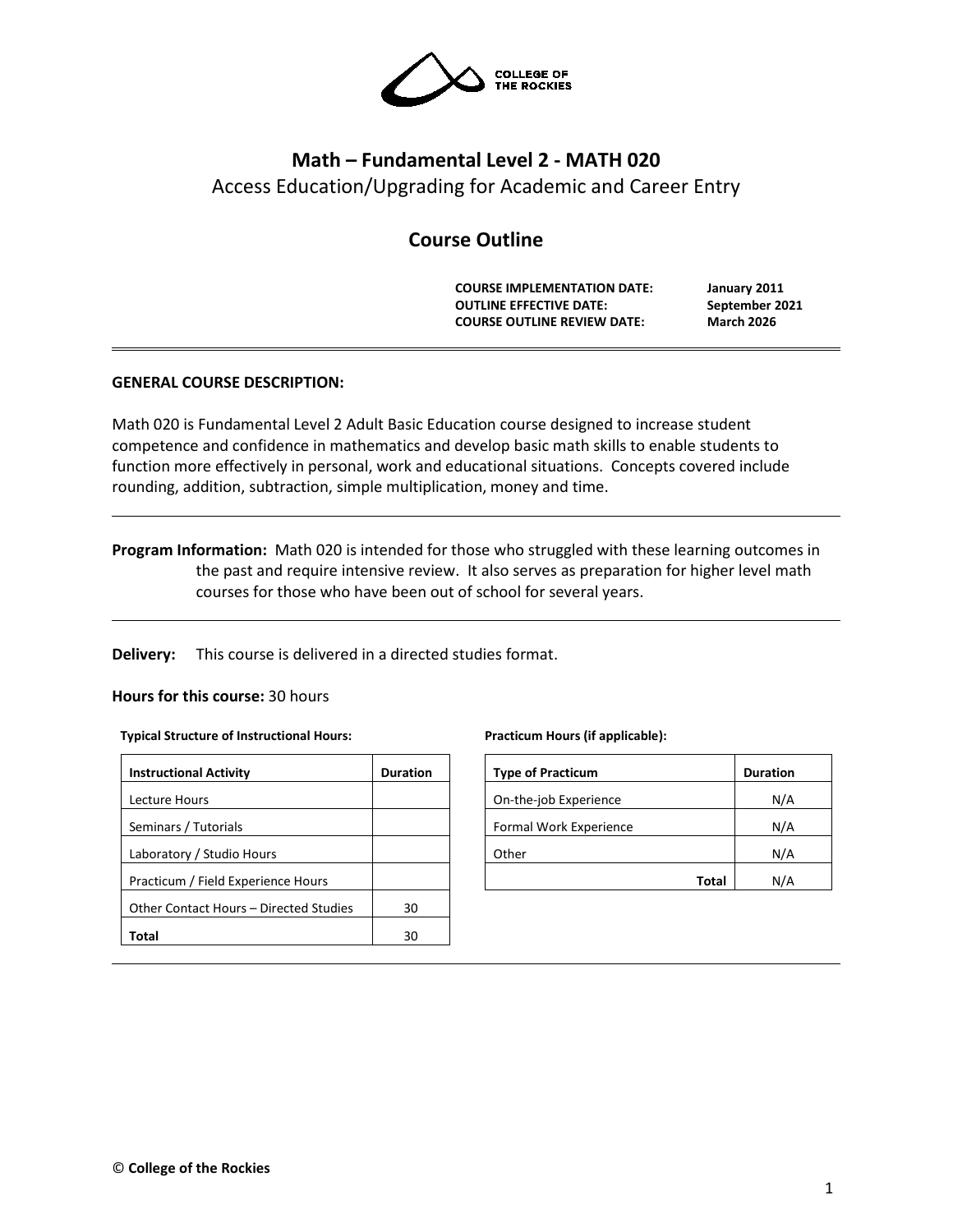COLLEGE OF THE ROCKIES

# Math – Fundamental Level 2 - MATH 020

Access Education/Upgrading for Academic and Career Entry

## Course Outline

| | |
|---|---|
| **COURSE IMPLEMENTATION DATE:** | **January 2011** |
| **OUTLINE EFFECTIVE DATE:** | **September 2021** |
| **COURSE OUTLINE REVIEW DATE:** | **March 2026** |

---

**GENERAL COURSE DESCRIPTION:**

Math 020 is Fundamental Level 2 Adult Basic Education course designed to increase student competence and confidence in mathematics and develop basic math skills to enable students to function more effectively in personal, work and educational situations. Concepts covered include rounding, addition, subtraction, simple multiplication, money and time.

---

**Program Information:** Math 020 is intended for those who struggled with these learning outcomes in the past and require intensive review. It also serves as preparation for higher level math courses for those who have been out of school for several years.

---

**Delivery:** This course is delivered in a directed studies format.

**Hours for this course:** 30 hours

**Typical Structure of Instructional Hours:**

| Instructional Activity | Duration |
|---|---|
| Lecture Hours | |
| Seminars / Tutorials | |
| Laboratory / Studio Hours | |
| Practicum / Field Experience Hours | |
| Other Contact Hours – Directed Studies | 30 |
| **Total** | 30 |

**Practicum Hours (if applicable):**

| Type of Practicum | Duration |
|---|---|
| On-the-job Experience | N/A |
| Formal Work Experience | N/A |
| Other | N/A |
| **Total** | N/A |

---

© **College of the Rockies**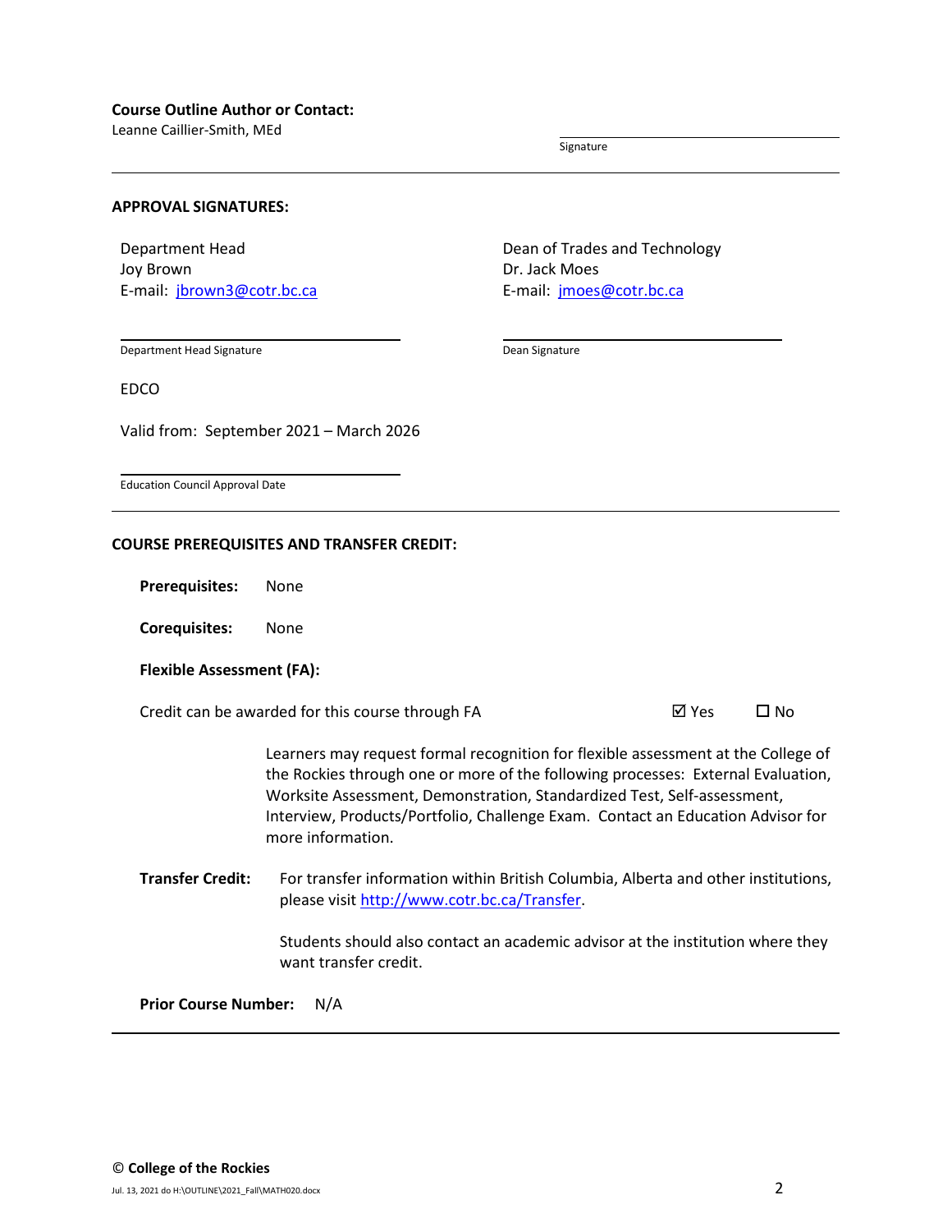**Course Outline Author or Contact:**

Leanne Caillier-Smith, MEd

Signature

---

**APPROVAL SIGNATURES:**

Department Head
Joy Brown
E-mail: [jbrown3@cotr.bc.ca](mailto:jbrown3@cotr.bc.ca)

Department Head Signature

Dean of Trades and Technology
Dr. Jack Moes
E-mail: [jmoes@cotr.bc.ca](mailto:jmoes@cotr.bc.ca)

Dean Signature

EDCO

Valid from: September 2021 – March 2026

Education Council Approval Date

---

**COURSE PREREQUISITES AND TRANSFER CREDIT:**

**Prerequisites:** None

**Corequisites:** None

**Flexible Assessment (FA):**

Credit can be awarded for this course through FA ☑ Yes ☐ No

Learners may request formal recognition for flexible assessment at the College of the Rockies through one or more of the following processes: External Evaluation, Worksite Assessment, Demonstration, Standardized Test, Self-assessment, Interview, Products/Portfolio, Challenge Exam. Contact an Education Advisor for more information.

**Transfer Credit:** For transfer information within British Columbia, Alberta and other institutions, please visit [http://www.cotr.bc.ca/Transfer](http://www.cotr.bc.ca/Transfer).

Students should also contact an academic advisor at the institution where they want transfer credit.

**Prior Course Number:** N/A

---

© **College of the Rockies**

Jul. 13, 2021 do H:\OUTLINE\2021_Fall\MATH020.docx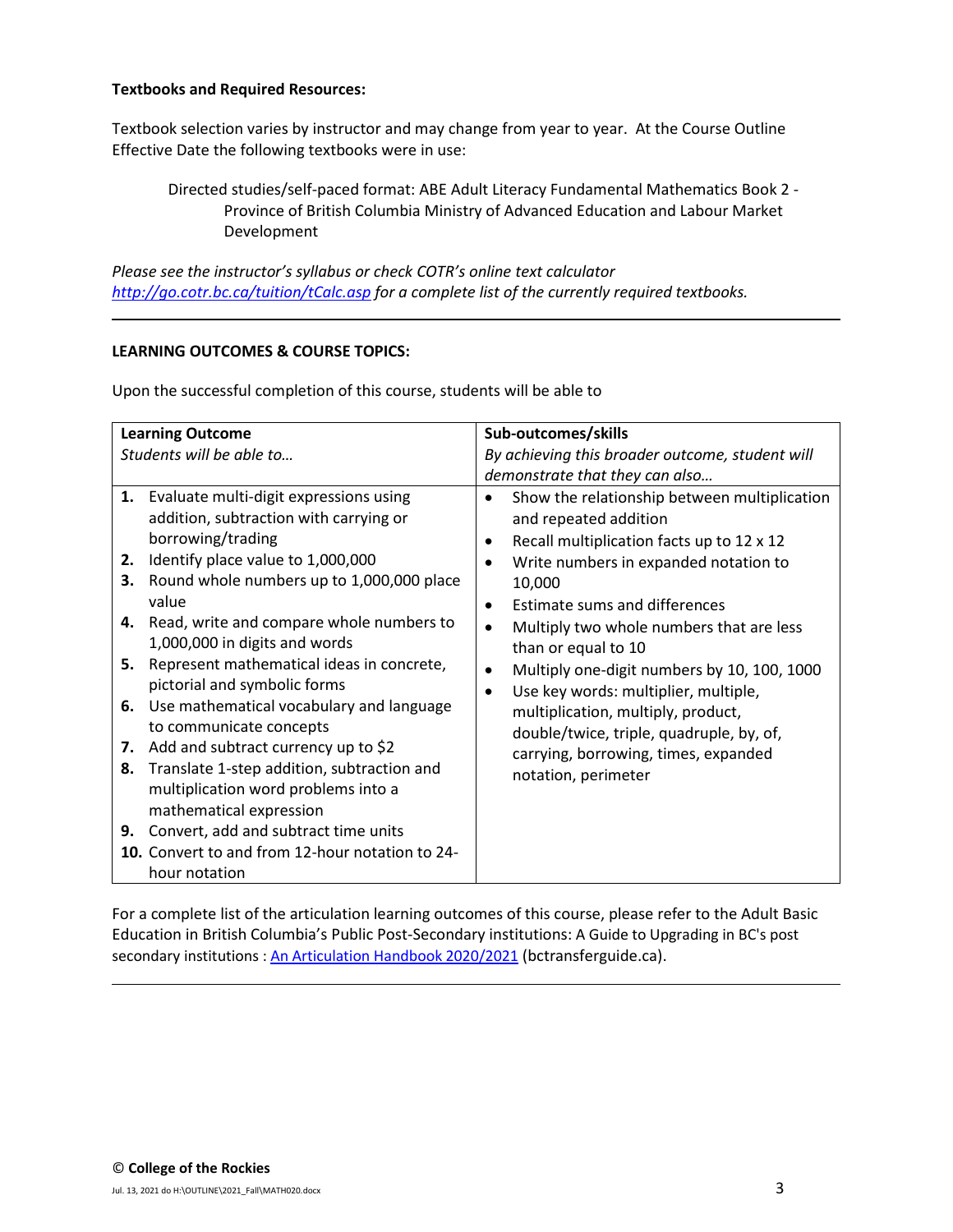**Textbooks and Required Resources:**

Textbook selection varies by instructor and may change from year to year. At the Course Outline Effective Date the following textbooks were in use:

> Directed studies/self-paced format: ABE Adult Literacy Fundamental Mathematics Book 2 - Province of British Columbia Ministry of Advanced Education and Labour Market Development

*Please see the instructor's syllabus or check COTR's online text calculator [http://go.cotr.bc.ca/tuition/tCalc.asp](http://go.cotr.bc.ca/tuition/tCalc.asp) for a complete list of the currently required textbooks.*

---

**LEARNING OUTCOMES & COURSE TOPICS:**

Upon the successful completion of this course, students will be able to

| **Learning Outcome**<br>*Students will be able to…* | **Sub-outcomes/skills**<br>*By achieving this broader outcome, student will demonstrate that they can also…* |
|---|---|
| **1.** Evaluate multi-digit expressions using addition, subtraction with carrying or borrowing/trading<br>**2.** Identify place value to 1,000,000<br>**3.** Round whole numbers up to 1,000,000 place value<br>**4.** Read, write and compare whole numbers to 1,000,000 in digits and words<br>**5.** Represent mathematical ideas in concrete, pictorial and symbolic forms<br>**6.** Use mathematical vocabulary and language to communicate concepts<br>**7.** Add and subtract currency up to $2<br>**8.** Translate 1-step addition, subtraction and multiplication word problems into a mathematical expression<br>**9.** Convert, add and subtract time units<br>**10.** Convert to and from 12-hour notation to 24-hour notation | • Show the relationship between multiplication and repeated addition<br>• Recall multiplication facts up to 12 x 12<br>• Write numbers in expanded notation to 10,000<br>• Estimate sums and differences<br>• Multiply two whole numbers that are less than or equal to 10<br>• Multiply one-digit numbers by 10, 100, 1000<br>• Use key words: multiplier, multiple, multiplication, multiply, product, double/twice, triple, quadruple, by, of, carrying, borrowing, times, expanded notation, perimeter |

For a complete list of the articulation learning outcomes of this course, please refer to the Adult Basic Education in British Columbia's Public Post-Secondary institutions: A Guide to Upgrading in BC's post secondary institutions : [An Articulation Handbook 2020/2021](bctransferguide.ca) (bctransferguide.ca).

---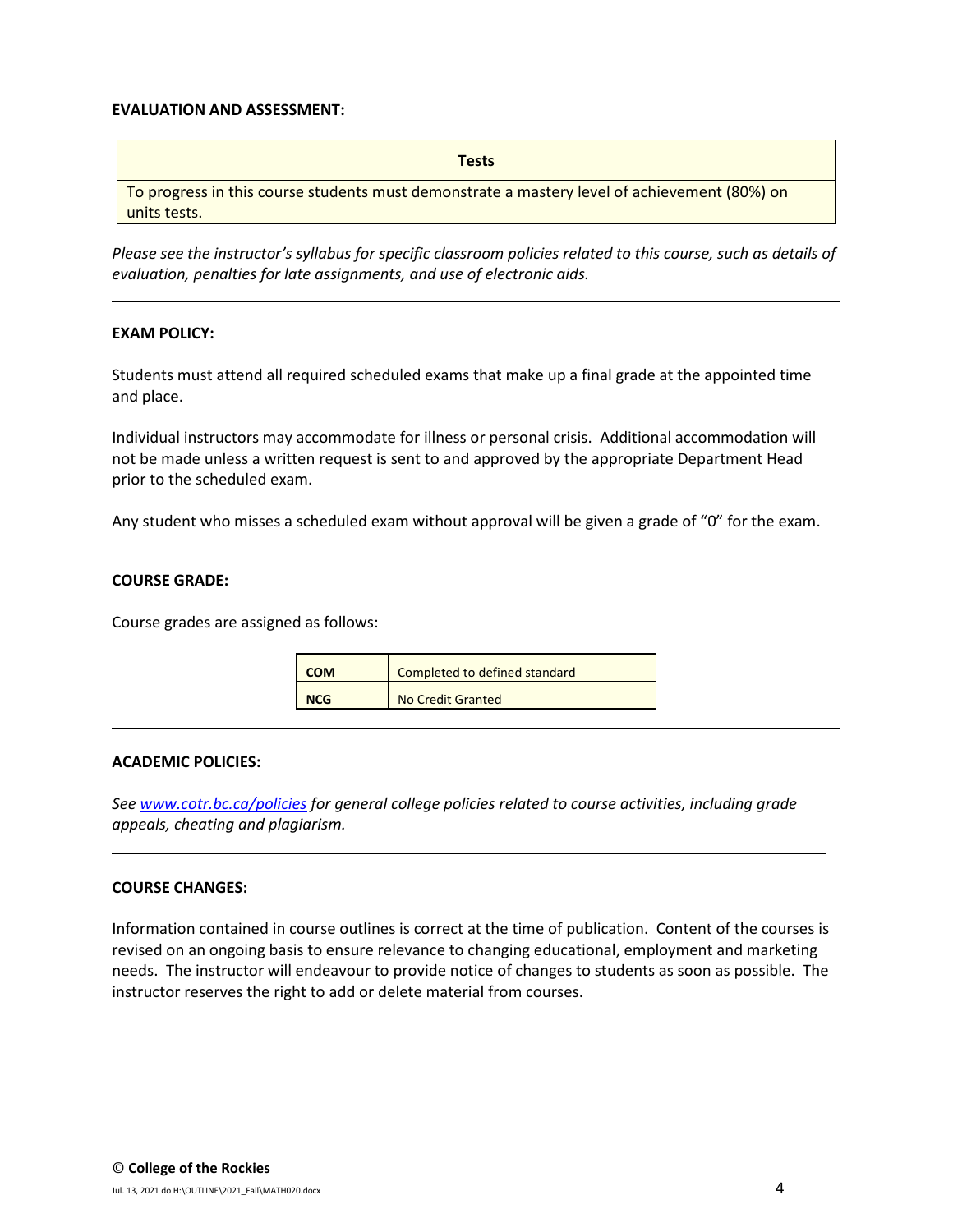**EVALUATION AND ASSESSMENT:**

| Tests |
|---|
| To progress in this course students must demonstrate a mastery level of achievement (80%) on units tests. |

*Please see the instructor's syllabus for specific classroom policies related to this course, such as details of evaluation, penalties for late assignments, and use of electronic aids.*

---

**EXAM POLICY:**

Students must attend all required scheduled exams that make up a final grade at the appointed time and place.

Individual instructors may accommodate for illness or personal crisis. Additional accommodation will not be made unless a written request is sent to and approved by the appropriate Department Head prior to the scheduled exam.

Any student who misses a scheduled exam without approval will be given a grade of "0" for the exam.

---

**COURSE GRADE:**

Course grades are assigned as follows:

| | |
|---|---|
| **COM** | Completed to defined standard |
| **NCG** | No Credit Granted |

---

**ACADEMIC POLICIES:**

*See [www.cotr.bc.ca/policies](http://www.cotr.bc.ca/policies) for general college policies related to course activities, including grade appeals, cheating and plagiarism.*

---

**COURSE CHANGES:**

Information contained in course outlines is correct at the time of publication. Content of the courses is revised on an ongoing basis to ensure relevance to changing educational, employment and marketing needs. The instructor will endeavour to provide notice of changes to students as soon as possible. The instructor reserves the right to add or delete material from courses.